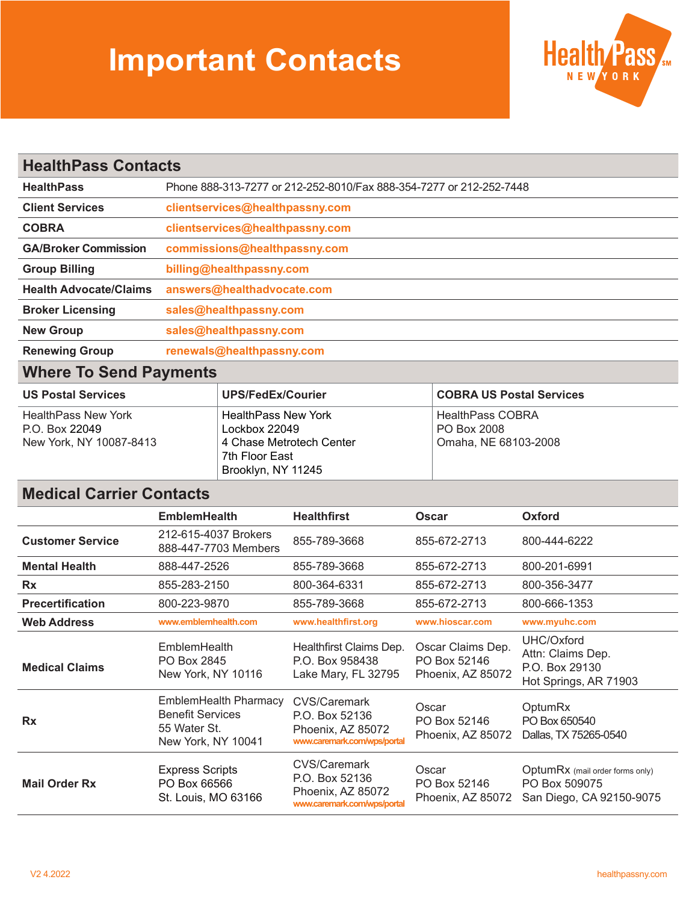# Important Contacts

HealthPass NEW YORK

## HealthPass Contacts

| | |
|---|---|
| **HealthPass** | Phone 888-313-7277 or 212-252-8010/Fax 888-354-7277 or 212-252-7448 |
| **Client Services** | clientservices@healthpassny.com |
| **COBRA** | clientservices@healthpassny.com |
| **GA/Broker Commission** | commissions@healthpassny.com |
| **Group Billing** | billing@healthpassny.com |
| **Health Advocate/Claims** | answers@healthadvocate.com |
| **Broker Licensing** | sales@healthpassny.com |
| **New Group** | sales@healthpassny.com |
| **Renewing Group** | renewals@healthpassny.com |

## Where To Send Payments

| US Postal Services | UPS/FedEx/Courier | COBRA US Postal Services |
|---|---|---|
| HealthPass New York<br>P.O. Box 22049<br>New York, NY 10087-8413 | HealthPass New York<br>Lockbox 22049<br>4 Chase Metrotech Center<br>7th Floor East<br>Brooklyn, NY 11245 | HealthPass COBRA<br>PO Box 2008<br>Omaha, NE 68103-2008 |

## Medical Carrier Contacts

| | EmblemHealth | Healthfirst | Oscar | Oxford |
|---|---|---|---|---|
| **Customer Service** | 212-615-4037 Brokers<br>888-447-7703 Members | 855-789-3668 | 855-672-2713 | 800-444-6222 |
| **Mental Health** | 888-447-2526 | 855-789-3668 | 855-672-2713 | 800-201-6991 |
| **Rx** | 855-283-2150 | 800-364-6331 | 855-672-2713 | 800-356-3477 |
| **Precertification** | 800-223-9870 | 855-789-3668 | 855-672-2713 | 800-666-1353 |
| **Web Address** | www.emblemhealth.com | www.healthfirst.org | www.hioscar.com | www.myuhc.com |
| **Medical Claims** | EmblemHealth<br>PO Box 2845<br>New York, NY 10116 | Healthfirst Claims Dep.<br>P.O. Box 958438<br>Lake Mary, FL 32795 | Oscar Claims Dep.<br>PO Box 52146<br>Phoenix, AZ 85072 | UHC/Oxford<br>Attn: Claims Dep.<br>P.O. Box 29130<br>Hot Springs, AR 71903 |
| **Rx** | EmblemHealth Pharmacy Benefit Services<br>55 Water St.<br>New York, NY 10041 | CVS/Caremark<br>P.O. Box 52136<br>Phoenix, AZ 85072<br>www.caremark.com/wps/portal | Oscar<br>PO Box 52146<br>Phoenix, AZ 85072 | OptumRx<br>PO Box 650540<br>Dallas, TX 75265-0540 |
| **Mail Order Rx** | Express Scripts<br>PO Box 66566<br>St. Louis, MO 63166 | CVS/Caremark<br>P.O. Box 52136<br>Phoenix, AZ 85072<br>www.caremark.com/wps/portal | Oscar<br>PO Box 52146<br>Phoenix, AZ 85072 | OptumRx (mail order forms only)<br>PO Box 509075<br>San Diego, CA 92150-9075 |

V2 4.2022

healthpassny.com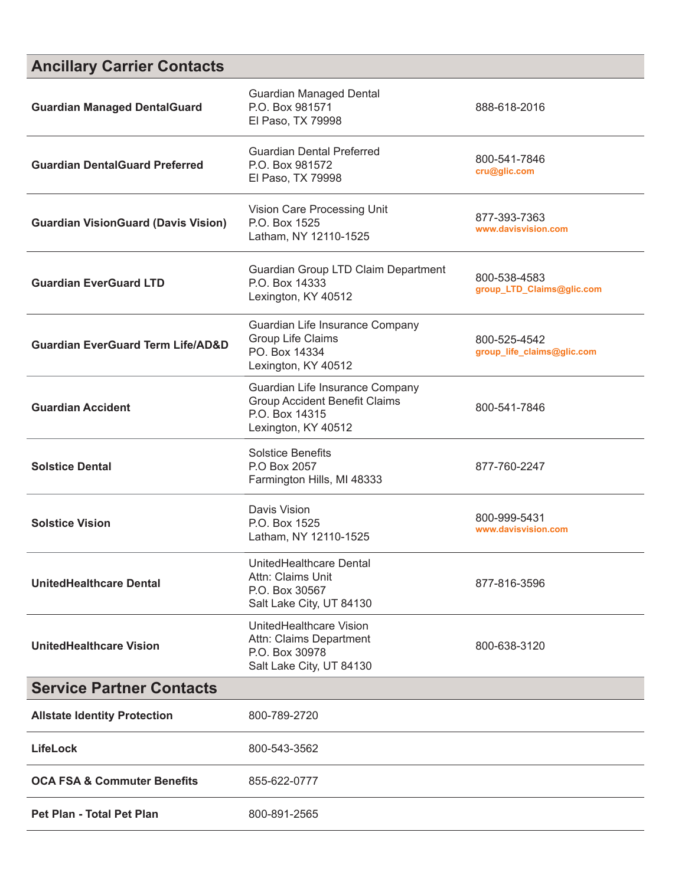## Ancillary Carrier Contacts

| | | |
|---|---|---|
| **Guardian Managed DentalGuard** | Guardian Managed Dental<br>P.O. Box 981571<br>El Paso, TX 79998 | 888-618-2016 |
| **Guardian DentalGuard Preferred** | Guardian Dental Preferred<br>P.O. Box 981572<br>El Paso, TX 79998 | 800-541-7846<br>cru@glic.com |
| **Guardian VisionGuard (Davis Vision)** | Vision Care Processing Unit<br>P.O. Box 1525<br>Latham, NY 12110-1525 | 877-393-7363<br>www.davisvision.com |
| **Guardian EverGuard LTD** | Guardian Group LTD Claim Department<br>P.O. Box 14333<br>Lexington, KY 40512 | 800-538-4583<br>group_LTD_Claims@glic.com |
| **Guardian EverGuard Term Life/AD&D** | Guardian Life Insurance Company<br>Group Life Claims<br>PO. Box 14334<br>Lexington, KY 40512 | 800-525-4542<br>group_life_claims@glic.com |
| **Guardian Accident** | Guardian Life Insurance Company<br>Group Accident Benefit Claims<br>P.O. Box 14315<br>Lexington, KY 40512 | 800-541-7846 |
| **Solstice Dental** | Solstice Benefits<br>P.O Box 2057<br>Farmington Hills, MI 48333 | 877-760-2247 |
| **Solstice Vision** | Davis Vision<br>P.O. Box 1525<br>Latham, NY 12110-1525 | 800-999-5431<br>www.davisvision.com |
| **UnitedHealthcare Dental** | UnitedHealthcare Dental<br>Attn: Claims Unit<br>P.O. Box 30567<br>Salt Lake City, UT 84130 | 877-816-3596 |
| **UnitedHealthcare Vision** | UnitedHealthcare Vision<br>Attn: Claims Department<br>P.O. Box 30978<br>Salt Lake City, UT 84130 | 800-638-3120 |

## Service Partner Contacts

| | |
|---|---|
| **Allstate Identity Protection** | 800-789-2720 |
| **LifeLock** | 800-543-3562 |
| **OCA FSA & Commuter Benefits** | 855-622-0777 |
| **Pet Plan - Total Pet Plan** | 800-891-2565 |